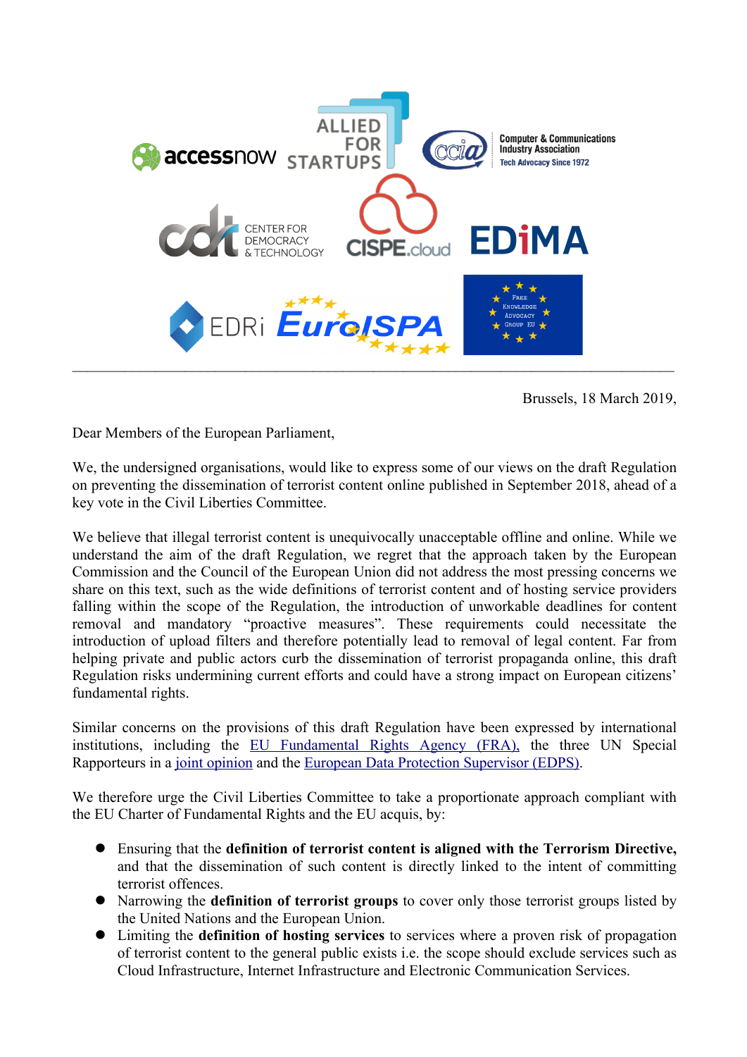Brussels, 18 March 2019,

Dear Members of the European Parliament,

We, the undersigned organisations, would like to express some of our views on the draft Regulation on preventing the dissemination of terrorist content online published in September 2018, ahead of a key vote in the Civil Liberties Committee.

We believe that illegal terrorist content is unequivocally unacceptable offline and online. While we understand the aim of the draft Regulation, we regret that the approach taken by the European Commission and the Council of the European Union did not address the most pressing concerns we share on this text, such as the wide definitions of terrorist content and of hosting service providers falling within the scope of the Regulation, the introduction of unworkable deadlines for content removal and mandatory "proactive measures". These requirements could necessitate the introduction of upload filters and therefore potentially lead to removal of legal content. Far from helping private and public actors curb the dissemination of terrorist propaganda online, this draft Regulation risks undermining current efforts and could have a strong impact on European citizens' fundamental rights.

Similar concerns on the provisions of this draft Regulation have been expressed by international institutions, including the EU Fundamental Rights Agency (FRA), the three UN Special Rapporteurs in a joint opinion and the European Data Protection Supervisor (EDPS).

We therefore urge the Civil Liberties Committee to take a proportionate approach compliant with the EU Charter of Fundamental Rights and the EU acquis, by:

- Ensuring that the **definition of terrorist content is aligned with the Terrorism Directive,** and that the dissemination of such content is directly linked to the intent of committing terrorist offences.
- Narrowing the **definition of terrorist groups** to cover only those terrorist groups listed by the United Nations and the European Union.
- Limiting the **definition of hosting services** to services where a proven risk of propagation of terrorist content to the general public exists i.e. the scope should exclude services such as Cloud Infrastructure, Internet Infrastructure and Electronic Communication Services.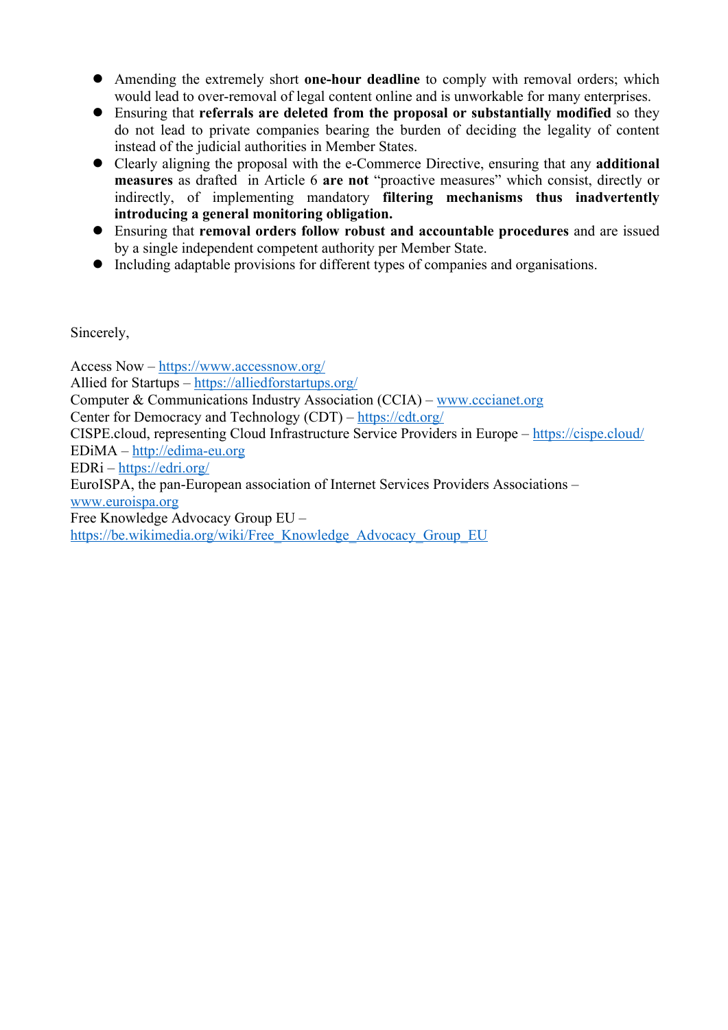- Amending the extremely short **one-hour deadline** to comply with removal orders; which would lead to over-removal of legal content online and is unworkable for many enterprises.
- Ensuring that **referrals are deleted from the proposal or substantially modified** so they do not lead to private companies bearing the burden of deciding the legality of content instead of the judicial authorities in Member States.
- Clearly aligning the proposal with the e-Commerce Directive, ensuring that any **additional measures** as drafted in Article 6 **are not** "proactive measures" which consist, directly or indirectly, of implementing mandatory **filtering mechanisms thus inadvertently introducing a general monitoring obligation.**
- Ensuring that **removal orders follow robust and accountable procedures** and are issued by a single independent competent authority per Member State.
- Including adaptable provisions for different types of companies and organisations.

Sincerely,

Access Now – https://www.accessnow.org/
Allied for Startups – https://alliedforstartups.org/
Computer & Communications Industry Association (CCIA) – www.ccianet.org
Center for Democracy and Technology (CDT) – https://cdt.org/
CISPE.cloud, representing Cloud Infrastructure Service Providers in Europe – https://cispe.cloud/
EDiMA – http://edima-eu.org
EDRi – https://edri.org/
EuroISPA, the pan-European association of Internet Services Providers Associations – www.euroispa.org
Free Knowledge Advocacy Group EU – https://be.wikimedia.org/wiki/Free_Knowledge_Advocacy_Group_EU